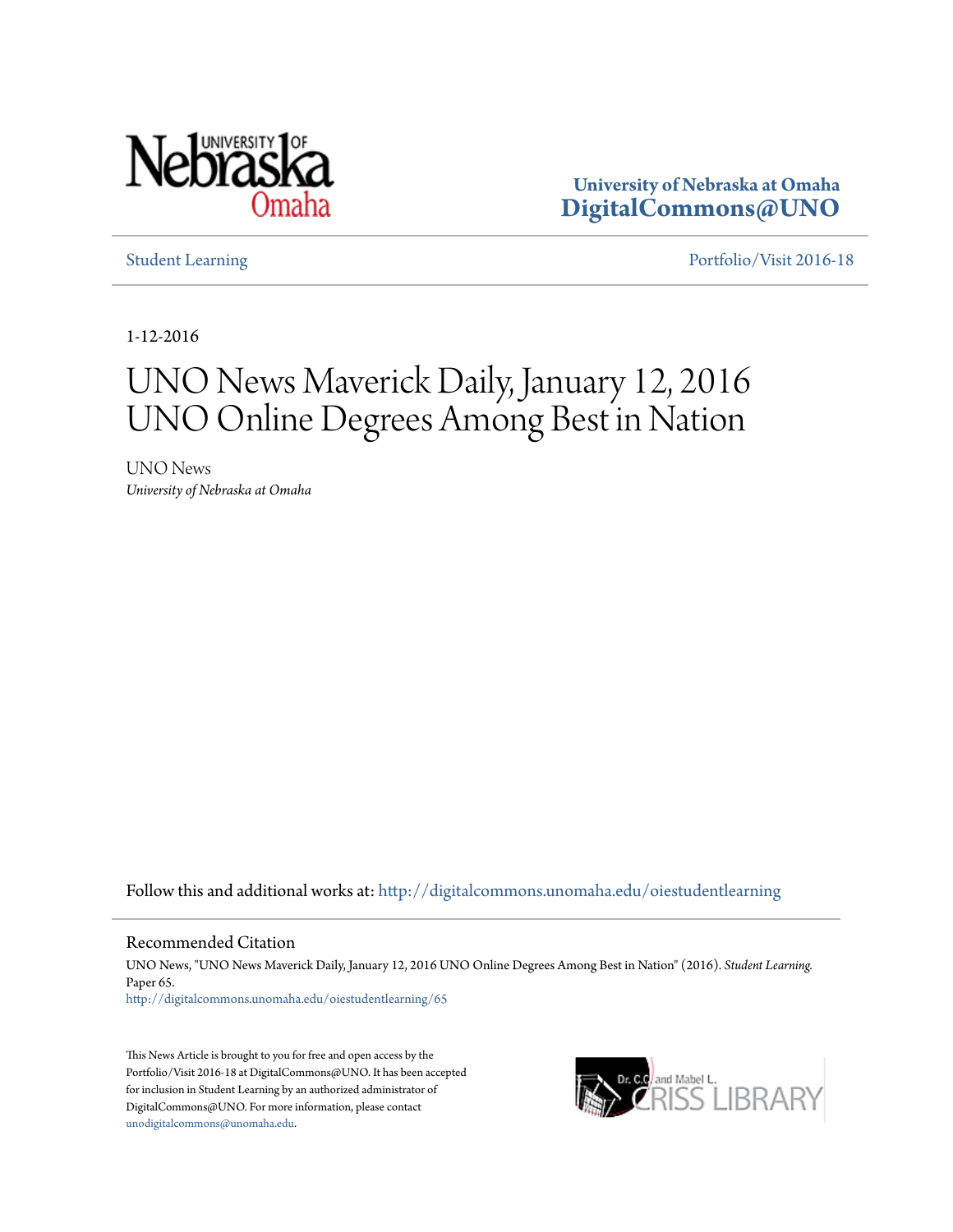University of Nebraska at Omaha
**DigitalCommons@UNO**

Student Learning | Portfolio/Visit 2016-18

1-12-2016

# UNO News Maverick Daily, January 12, 2016 UNO Online Degrees Among Best in Nation

UNO News
*University of Nebraska at Omaha*

Follow this and additional works at: http://digitalcommons.unomaha.edu/oiestudentlearning

## Recommended Citation

UNO News, "UNO News Maverick Daily, January 12, 2016 UNO Online Degrees Among Best in Nation" (2016). *Student Learning*. Paper 65.
http://digitalcommons.unomaha.edu/oiestudentlearning/65

This News Article is brought to you for free and open access by the Portfolio/Visit 2016-18 at DigitalCommons@UNO. It has been accepted for inclusion in Student Learning by an authorized administrator of DigitalCommons@UNO. For more information, please contact unodigitalcommons@unomaha.edu.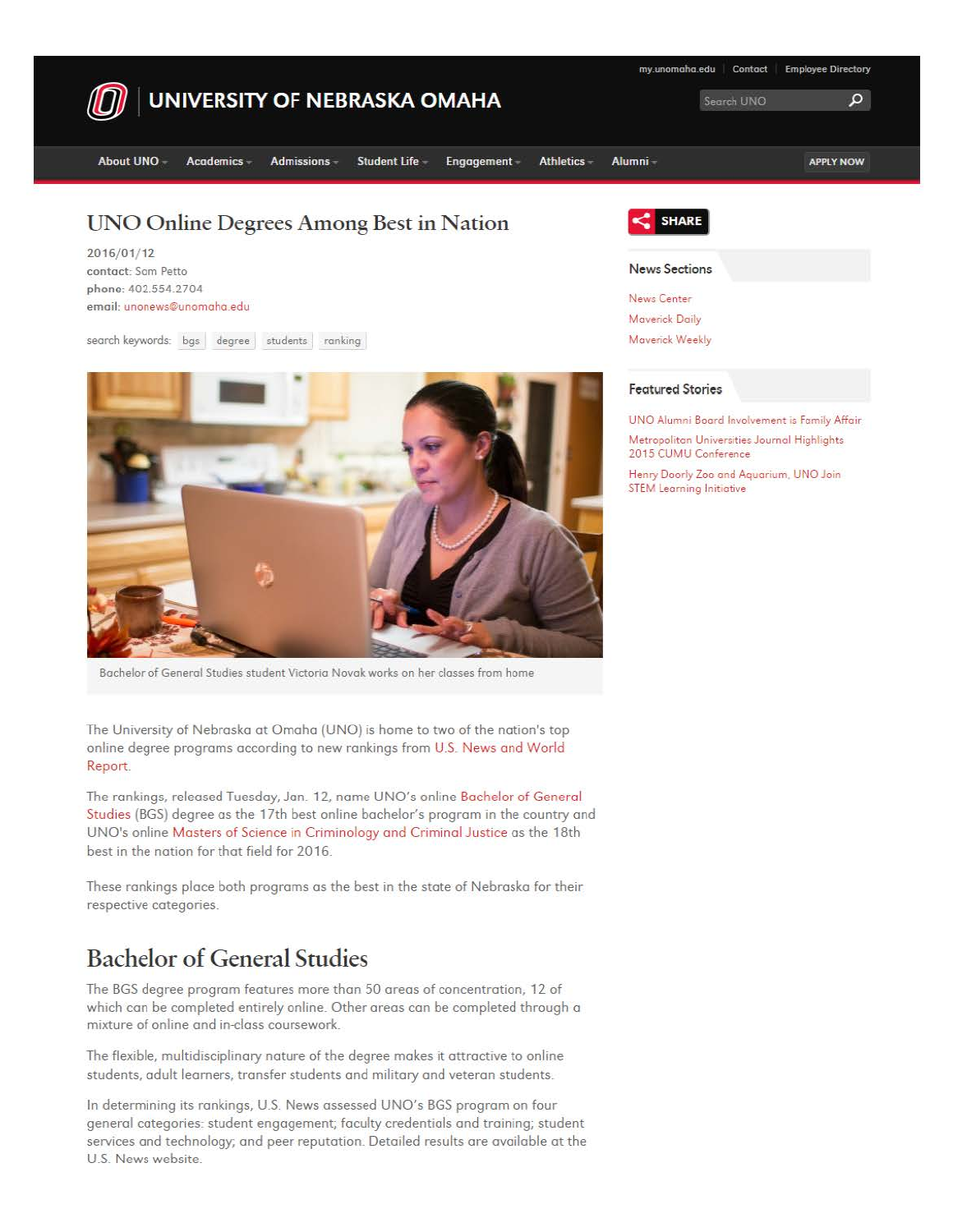# UNIVERSITY OF NEBRASKA OMAHA

my.unomaha.edu | Contact | Employee Directory

About UNO | Academics | Admissions | Student Life | Engagement | Athletics | Alumni | APPLY NOW

## UNO Online Degrees Among Best in Nation

2016/01/12
**contact:** Sam Petto
**phone:** 402.554.2704
**email:** unonews@unomaha.edu

search keywords: bgs degree students ranking

Bachelor of General Studies student Victoria Novak works on her classes from home

The University of Nebraska at Omaha (UNO) is home to two of the nation's top online degree programs according to new rankings from U.S. News and World Report.

The rankings, released Tuesday, Jan. 12, name UNO's online Bachelor of General Studies (BGS) degree as the 17th best online bachelor's program in the country and UNO's online Masters of Science in Criminology and Criminal Justice as the 18th best in the nation for that field for 2016.

These rankings place both programs as the best in the state of Nebraska for their respective categories.

## Bachelor of General Studies

The BGS degree program features more than 50 areas of concentration, 12 of which can be completed entirely online. Other areas can be completed through a mixture of online and in-class coursework.

The flexible, multidisciplinary nature of the degree makes it attractive to online students, adult learners, transfer students and military and veteran students.

In determining its rankings, U.S. News assessed UNO's BGS program on four general categories: student engagement; faculty credentials and training; student services and technology; and peer reputation. Detailed results are available at the U.S. News website.

SHARE

### News Sections

- News Center
- Maverick Daily
- Maverick Weekly

### Featured Stories

- UNO Alumni Board Involvement is Family Affair
- Metropolitan Universities Journal Highlights 2015 CUMU Conference
- Henry Doorly Zoo and Aquarium, UNO Join STEM Learning Initiative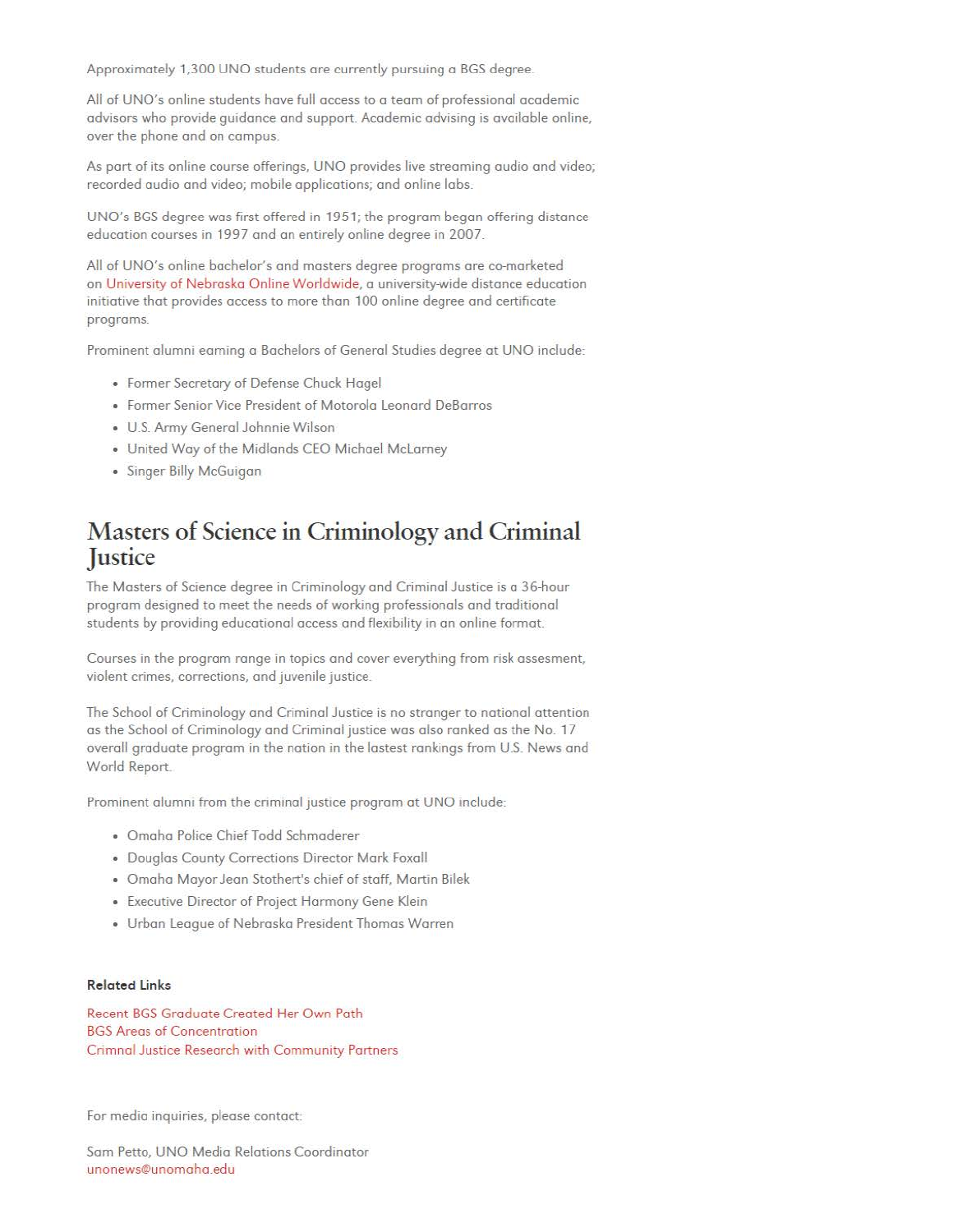Approximately 1,300 UNO students are currently pursuing a BGS degree.

All of UNO's online students have full access to a team of professional academic advisors who provide guidance and support. Academic advising is available online, over the phone and on campus.

As part of its online course offerings, UNO provides live streaming audio and video; recorded audio and video; mobile applications; and online labs.

UNO's BGS degree was first offered in 1951; the program began offering distance education courses in 1997 and an entirely online degree in 2007.

All of UNO's online bachelor's and masters degree programs are co-marketed on University of Nebraska Online Worldwide, a university-wide distance education initiative that provides access to more than 100 online degree and certificate programs.

Prominent alumni earning a Bachelors of General Studies degree at UNO include:

- Former Secretary of Defense Chuck Hagel
- Former Senior Vice President of Motorola Leonard DeBarros
- U.S. Army General Johnnie Wilson
- United Way of the Midlands CEO Michael McLarney
- Singer Billy McGuigan

## Masters of Science in Criminology and Criminal Justice

The Masters of Science degree in Criminology and Criminal Justice is a 36-hour program designed to meet the needs of working professionals and traditional students by providing educational access and flexibility in an online format.

Courses in the program range in topics and cover everything from risk assesment, violent crimes, corrections, and juvenile justice.

The School of Criminology and Criminal Justice is no stranger to national attention as the School of Criminology and Criminal justice was also ranked as the No. 17 overall graduate program in the nation in the lastest rankings from U.S. News and World Report.

Prominent alumni from the criminal justice program at UNO include:

- Omaha Police Chief Todd Schmaderer
- Douglas County Corrections Director Mark Foxall
- Omaha Mayor Jean Stothert's chief of staff, Martin Bilek
- Executive Director of Project Harmony Gene Klein
- Urban League of Nebraska President Thomas Warren

**Related Links**

Recent BGS Graduate Created Her Own Path
BGS Areas of Concentration
Crimnal Justice Research with Community Partners

For media inquiries, please contact:

Sam Petto, UNO Media Relations Coordinator
unonews@unomaha.edu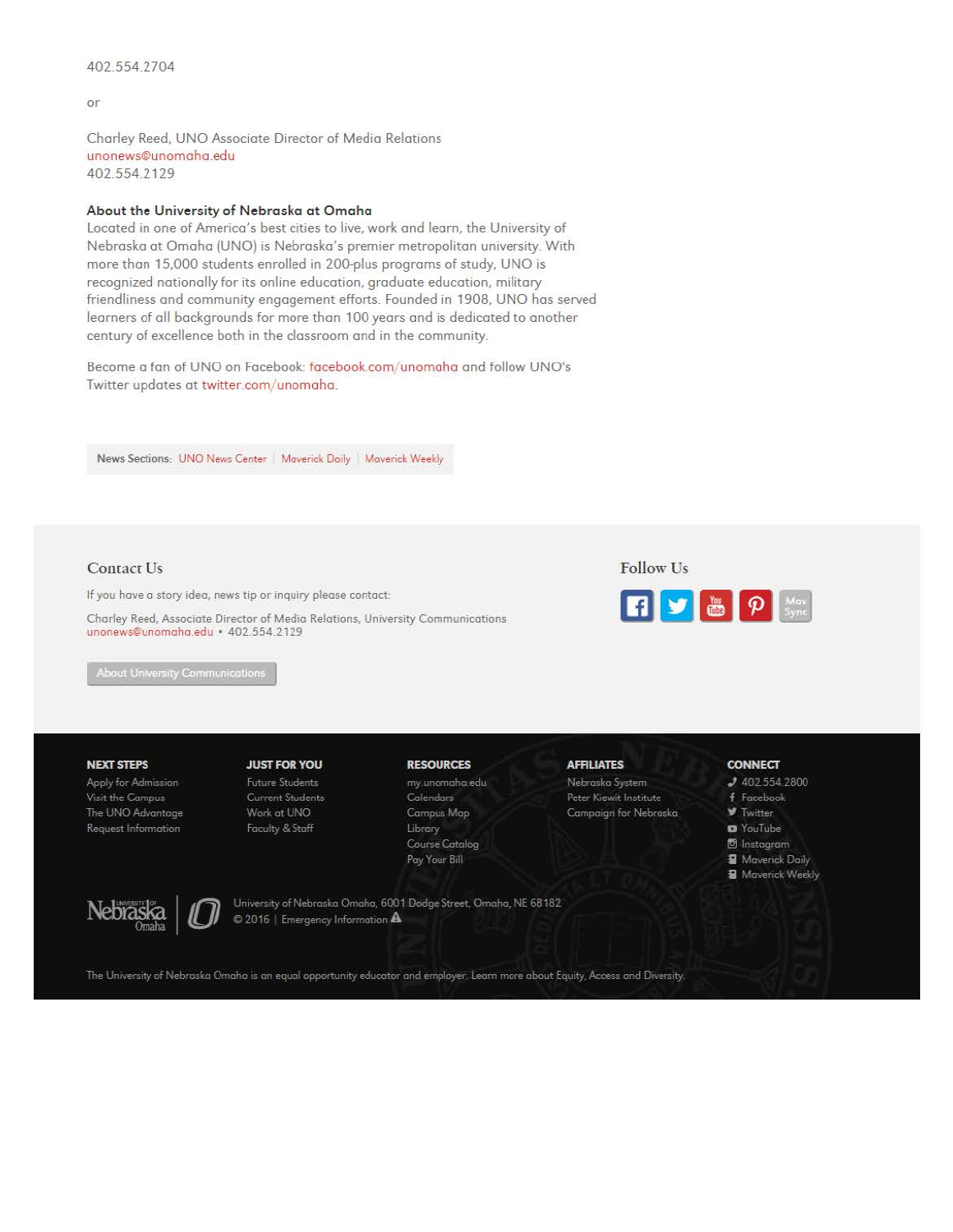402.554.2704

or

Charley Reed, UNO Associate Director of Media Relations
unonews@unomaha.edu
402.554.2129

**About the University of Nebraska at Omaha**
Located in one of America's best cities to live, work and learn, the University of Nebraska at Omaha (UNO) is Nebraska's premier metropolitan university. With more than 15,000 students enrolled in 200-plus programs of study, UNO is recognized nationally for its online education, graduate education, military friendliness and community engagement efforts. Founded in 1908, UNO has served learners of all backgrounds for more than 100 years and is dedicated to another century of excellence both in the classroom and in the community.

Become a fan of UNO on Facebook: facebook.com/unomaha and follow UNO's Twitter updates at twitter.com/unomaha.

News Sections: UNO News Center | Maverick Daily | Maverick Weekly

## Contact Us

If you have a story idea, news tip or inquiry please contact:

Charley Reed, Associate Director of Media Relations, University Communications
unonews@unomaha.edu • 402.554.2129

About University Communications

## Follow Us

Mav Sync

**NEXT STEPS**
- Apply for Admission
- Visit the Campus
- The UNO Advantage
- Request Information

**JUST FOR YOU**
- Future Students
- Current Students
- Work at UNO
- Faculty & Staff

**RESOURCES**
- my.unomaha.edu
- Calendars
- Campus Map
- Library
- Course Catalog
- Pay Your Bill

**AFFILIATES**
- Nebraska System
- Peter Kiewit Institute
- Campaign for Nebraska

**CONNECT**
- 402.554.2800
- Facebook
- Twitter
- YouTube
- Instagram
- Maverick Daily
- Maverick Weekly

University of Nebraska Omaha, 6001 Dodge Street, Omaha, NE 68182
© 2016 | Emergency Information

The University of Nebraska Omaha is an equal opportunity educator and employer. Learn more about Equity, Access and Diversity.